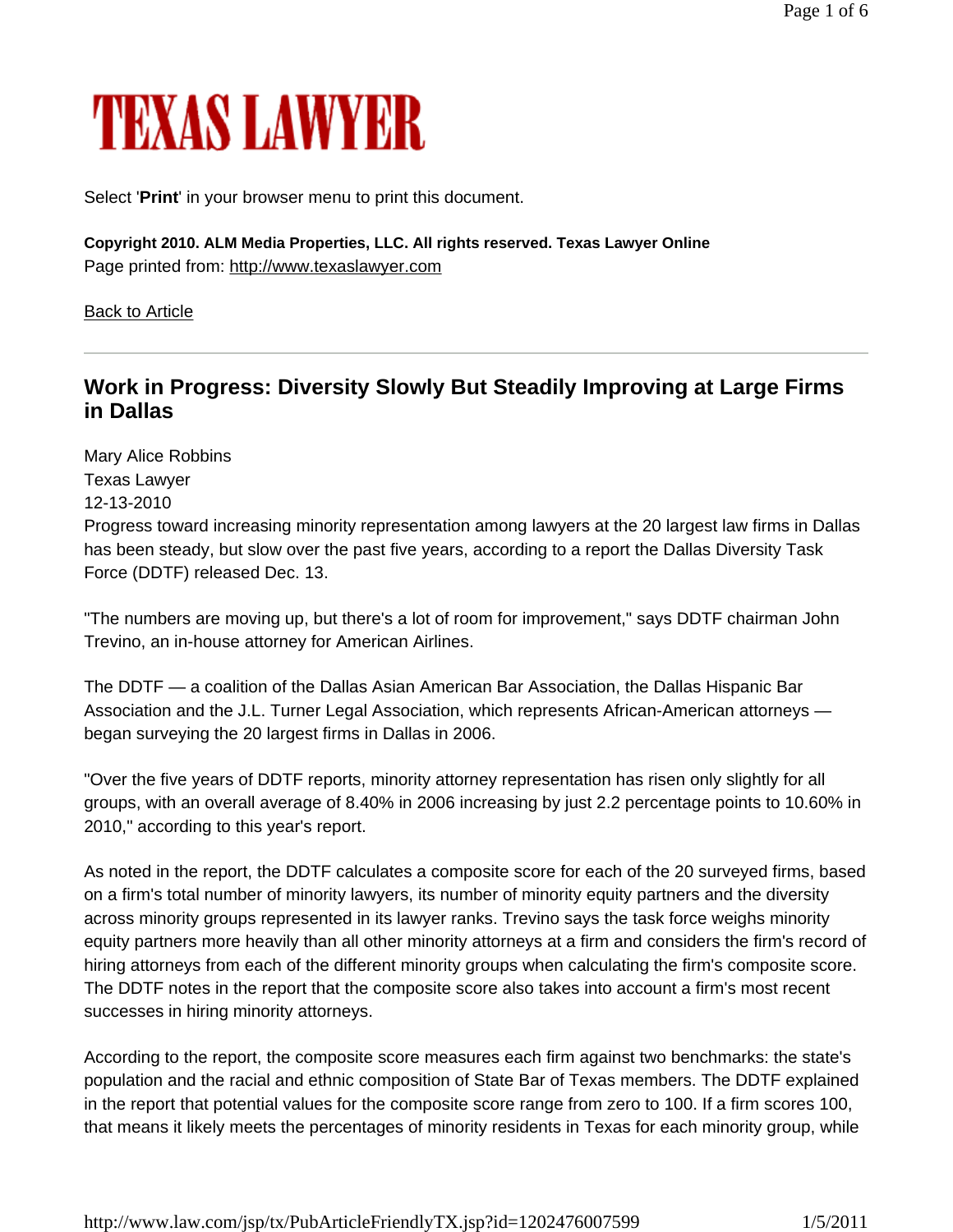# TEXAS LAWYER

Select '**Print**' in your browser menu to print this document.

**Copyright 2010. ALM Media Properties, LLC. All rights reserved. Texas Lawyer Online**
Page printed from: http://www.texaslawyer.com

Back to Article

---

## Work in Progress: Diversity Slowly But Steadily Improving at Large Firms in Dallas

Mary Alice Robbins
Texas Lawyer
12-13-2010

Progress toward increasing minority representation among lawyers at the 20 largest law firms in Dallas has been steady, but slow over the past five years, according to a report the Dallas Diversity Task Force (DDTF) released Dec. 13.

"The numbers are moving up, but there's a lot of room for improvement," says DDTF chairman John Trevino, an in-house attorney for American Airlines.

The DDTF — a coalition of the Dallas Asian American Bar Association, the Dallas Hispanic Bar Association and the J.L. Turner Legal Association, which represents African-American attorneys — began surveying the 20 largest firms in Dallas in 2006.

"Over the five years of DDTF reports, minority attorney representation has risen only slightly for all groups, with an overall average of 8.40% in 2006 increasing by just 2.2 percentage points to 10.60% in 2010," according to this year's report.

As noted in the report, the DDTF calculates a composite score for each of the 20 surveyed firms, based on a firm's total number of minority lawyers, its number of minority equity partners and the diversity across minority groups represented in its lawyer ranks. Trevino says the task force weighs minority equity partners more heavily than all other minority attorneys at a firm and considers the firm's record of hiring attorneys from each of the different minority groups when calculating the firm's composite score. The DDTF notes in the report that the composite score also takes into account a firm's most recent successes in hiring minority attorneys.

According to the report, the composite score measures each firm against two benchmarks: the state's population and the racial and ethnic composition of State Bar of Texas members. The DDTF explained in the report that potential values for the composite score range from zero to 100. If a firm scores 100, that means it likely meets the percentages of minority residents in Texas for each minority group, while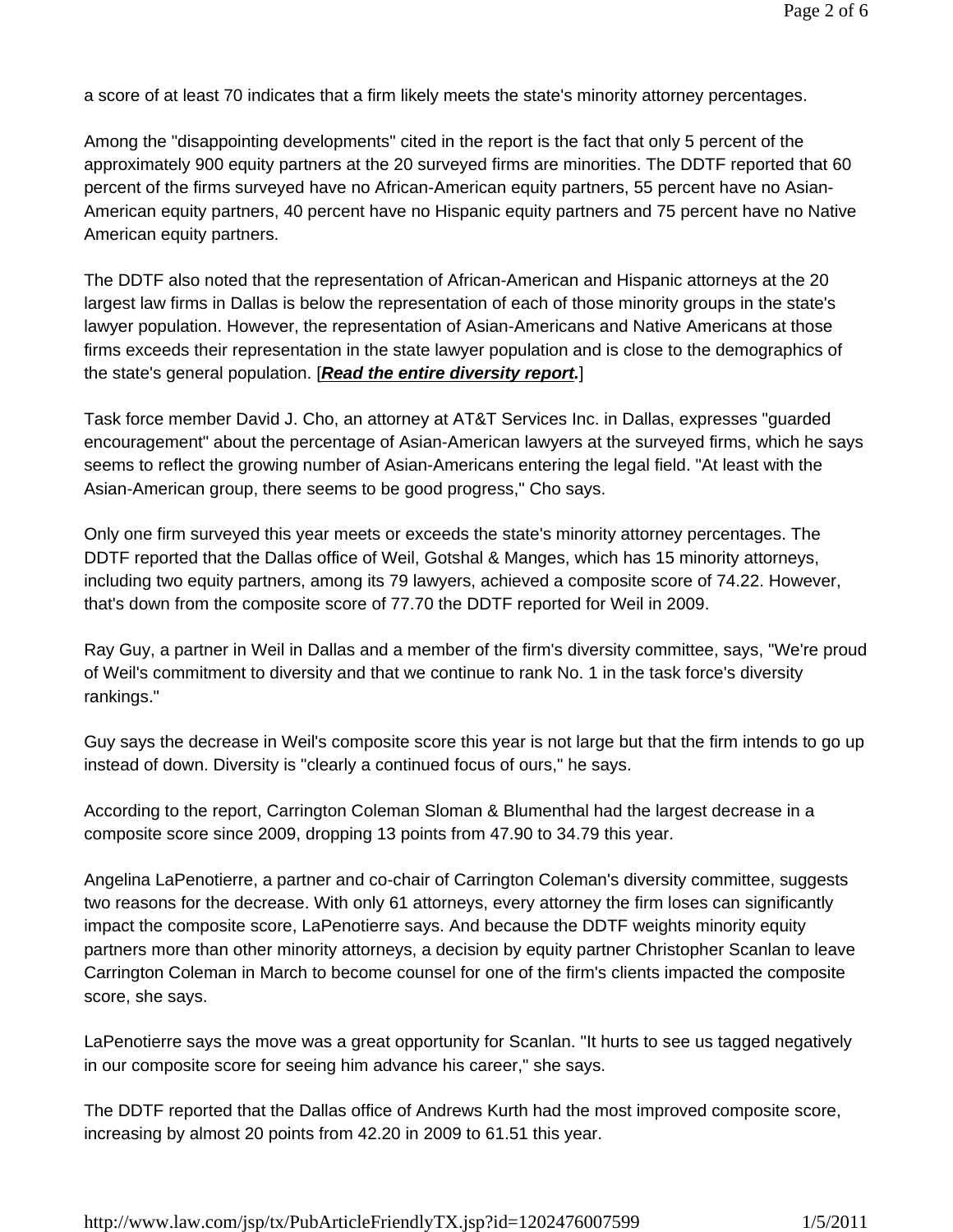a score of at least 70 indicates that a firm likely meets the state's minority attorney percentages.

Among the "disappointing developments" cited in the report is the fact that only 5 percent of the approximately 900 equity partners at the 20 surveyed firms are minorities. The DDTF reported that 60 percent of the firms surveyed have no African-American equity partners, 55 percent have no Asian-American equity partners, 40 percent have no Hispanic equity partners and 75 percent have no Native American equity partners.

The DDTF also noted that the representation of African-American and Hispanic attorneys at the 20 largest law firms in Dallas is below the representation of each of those minority groups in the state's lawyer population. However, the representation of Asian-Americans and Native Americans at those firms exceeds their representation in the state lawyer population and is close to the demographics of the state's general population. [***Read the entire diversity report.***]

Task force member David J. Cho, an attorney at AT&T Services Inc. in Dallas, expresses "guarded encouragement" about the percentage of Asian-American lawyers at the surveyed firms, which he says seems to reflect the growing number of Asian-Americans entering the legal field. "At least with the Asian-American group, there seems to be good progress," Cho says.

Only one firm surveyed this year meets or exceeds the state's minority attorney percentages. The DDTF reported that the Dallas office of Weil, Gotshal & Manges, which has 15 minority attorneys, including two equity partners, among its 79 lawyers, achieved a composite score of 74.22. However, that's down from the composite score of 77.70 the DDTF reported for Weil in 2009.

Ray Guy, a partner in Weil in Dallas and a member of the firm's diversity committee, says, "We're proud of Weil's commitment to diversity and that we continue to rank No. 1 in the task force's diversity rankings."

Guy says the decrease in Weil's composite score this year is not large but that the firm intends to go up instead of down. Diversity is "clearly a continued focus of ours," he says.

According to the report, Carrington Coleman Sloman & Blumenthal had the largest decrease in a composite score since 2009, dropping 13 points from 47.90 to 34.79 this year.

Angelina LaPenotierre, a partner and co-chair of Carrington Coleman's diversity committee, suggests two reasons for the decrease. With only 61 attorneys, every attorney the firm loses can significantly impact the composite score, LaPenotierre says. And because the DDTF weights minority equity partners more than other minority attorneys, a decision by equity partner Christopher Scanlan to leave Carrington Coleman in March to become counsel for one of the firm's clients impacted the composite score, she says.

LaPenotierre says the move was a great opportunity for Scanlan. "It hurts to see us tagged negatively in our composite score for seeing him advance his career," she says.

The DDTF reported that the Dallas office of Andrews Kurth had the most improved composite score, increasing by almost 20 points from 42.20 in 2009 to 61.51 this year.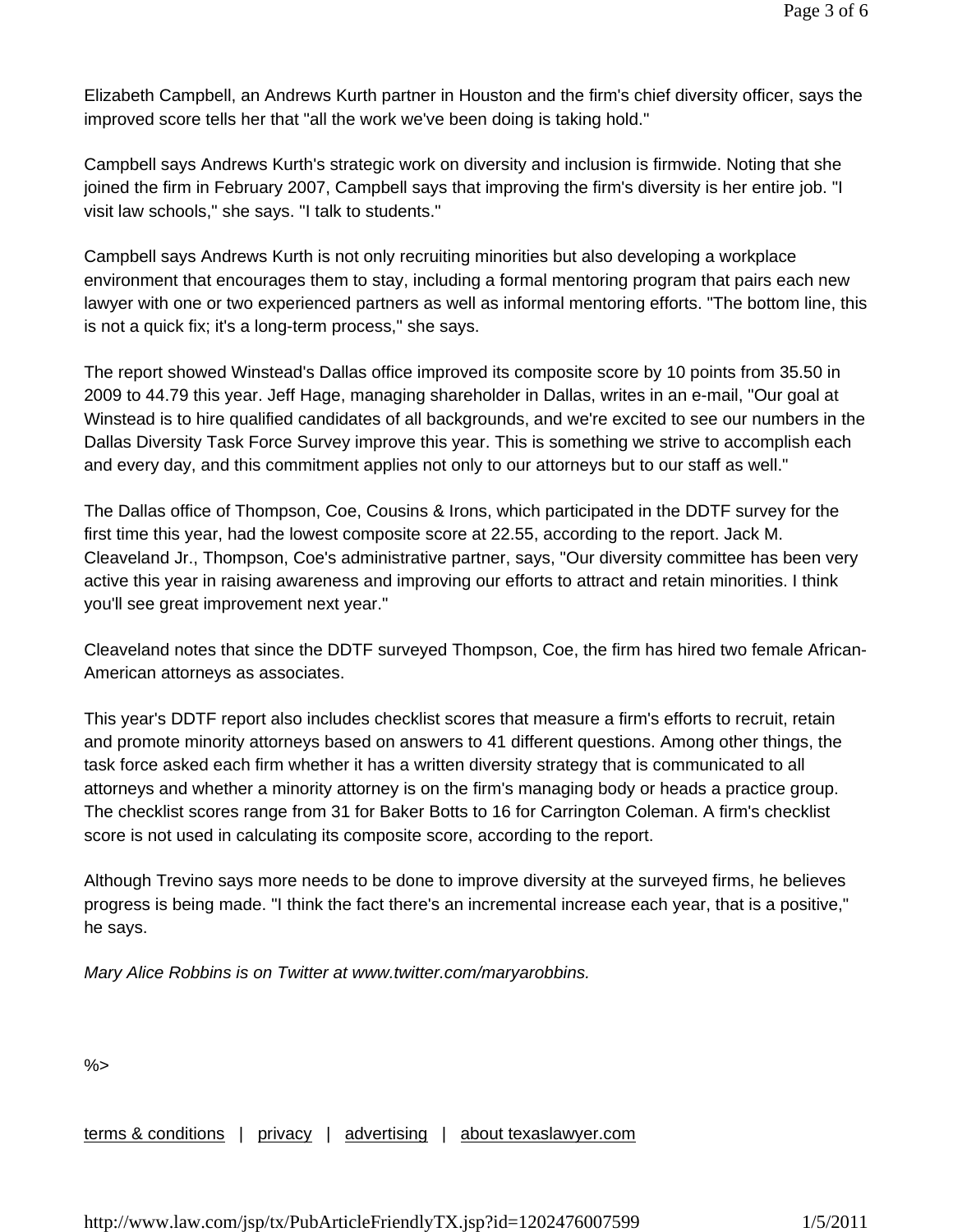Elizabeth Campbell, an Andrews Kurth partner in Houston and the firm's chief diversity officer, says the improved score tells her that "all the work we've been doing is taking hold."

Campbell says Andrews Kurth's strategic work on diversity and inclusion is firmwide. Noting that she joined the firm in February 2007, Campbell says that improving the firm's diversity is her entire job. "I visit law schools," she says. "I talk to students."

Campbell says Andrews Kurth is not only recruiting minorities but also developing a workplace environment that encourages them to stay, including a formal mentoring program that pairs each new lawyer with one or two experienced partners as well as informal mentoring efforts. "The bottom line, this is not a quick fix; it's a long-term process," she says.

The report showed Winstead's Dallas office improved its composite score by 10 points from 35.50 in 2009 to 44.79 this year. Jeff Hage, managing shareholder in Dallas, writes in an e-mail, "Our goal at Winstead is to hire qualified candidates of all backgrounds, and we're excited to see our numbers in the Dallas Diversity Task Force Survey improve this year. This is something we strive to accomplish each and every day, and this commitment applies not only to our attorneys but to our staff as well."

The Dallas office of Thompson, Coe, Cousins & Irons, which participated in the DDTF survey for the first time this year, had the lowest composite score at 22.55, according to the report. Jack M. Cleaveland Jr., Thompson, Coe's administrative partner, says, "Our diversity committee has been very active this year in raising awareness and improving our efforts to attract and retain minorities. I think you'll see great improvement next year."

Cleaveland notes that since the DDTF surveyed Thompson, Coe, the firm has hired two female African-American attorneys as associates.

This year's DDTF report also includes checklist scores that measure a firm's efforts to recruit, retain and promote minority attorneys based on answers to 41 different questions. Among other things, the task force asked each firm whether it has a written diversity strategy that is communicated to all attorneys and whether a minority attorney is on the firm's managing body or heads a practice group. The checklist scores range from 31 for Baker Botts to 16 for Carrington Coleman. A firm's checklist score is not used in calculating its composite score, according to the report.

Although Trevino says more needs to be done to improve diversity at the surveyed firms, he believes progress is being made. "I think the fact there's an incremental increase each year, that is a positive," he says.

*Mary Alice Robbins is on Twitter at www.twitter.com/maryarobbins.*

%>

terms & conditions | privacy | advertising | about texaslawyer.com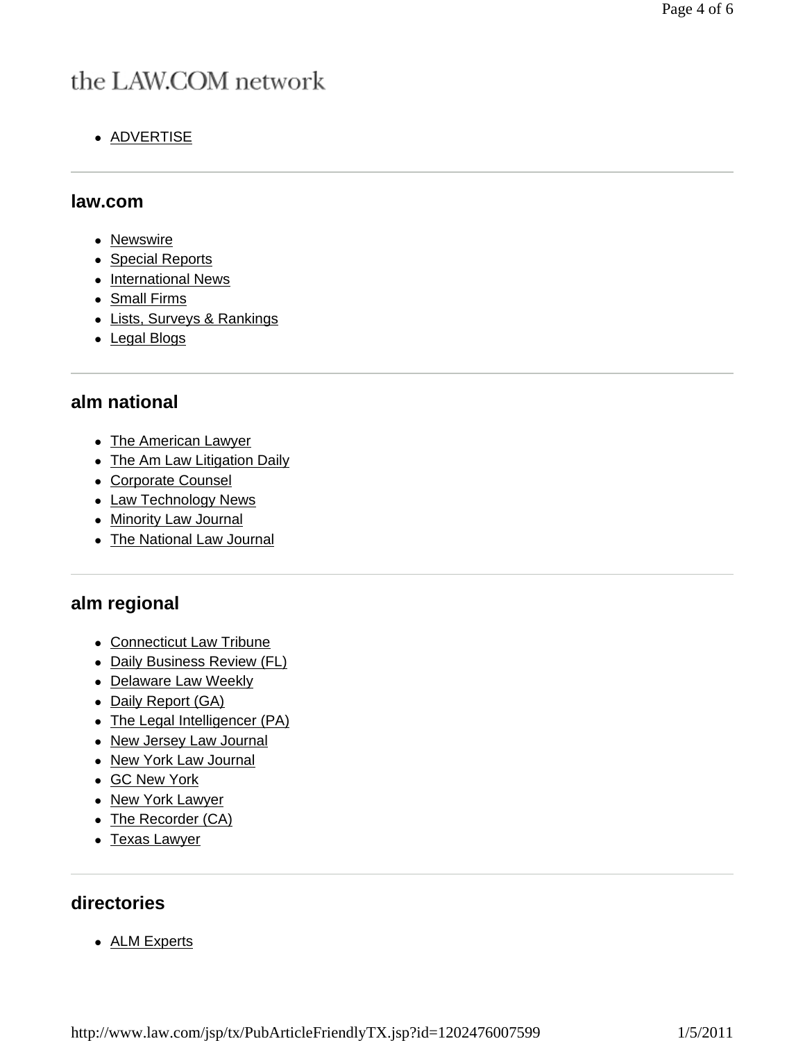# the LAW.COM network

- ADVERTISE

## law.com

- Newswire
- Special Reports
- International News
- Small Firms
- Lists, Surveys & Rankings
- Legal Blogs

## alm national

- The American Lawyer
- The Am Law Litigation Daily
- Corporate Counsel
- Law Technology News
- Minority Law Journal
- The National Law Journal

## alm regional

- Connecticut Law Tribune
- Daily Business Review (FL)
- Delaware Law Weekly
- Daily Report (GA)
- The Legal Intelligencer (PA)
- New Jersey Law Journal
- New York Law Journal
- GC New York
- New York Lawyer
- The Recorder (CA)
- Texas Lawyer

## directories

- ALM Experts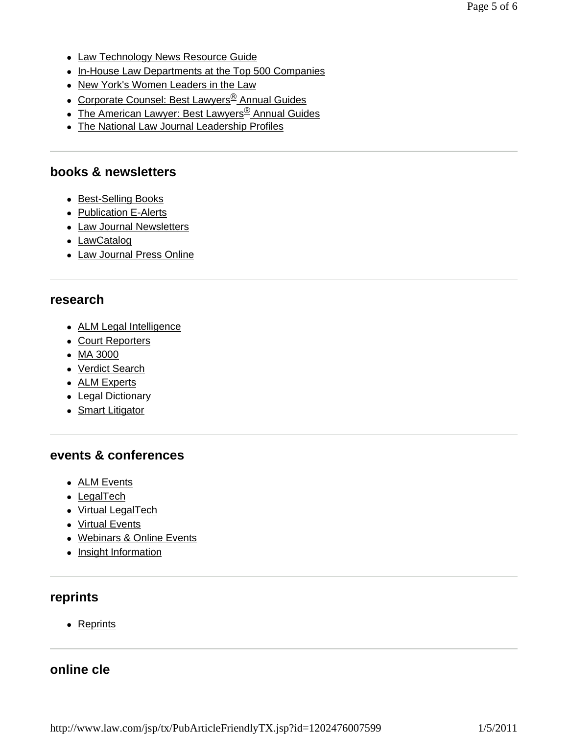- Law Technology News Resource Guide
- In-House Law Departments at the Top 500 Companies
- New York's Women Leaders in the Law
- Corporate Counsel: Best Lawyers® Annual Guides
- The American Lawyer: Best Lawyers® Annual Guides
- The National Law Journal Leadership Profiles

## books & newsletters

- Best-Selling Books
- Publication E-Alerts
- Law Journal Newsletters
- LawCatalog
- Law Journal Press Online

## research

- ALM Legal Intelligence
- Court Reporters
- MA 3000
- Verdict Search
- ALM Experts
- Legal Dictionary
- Smart Litigator

## events & conferences

- ALM Events
- LegalTech
- Virtual LegalTech
- Virtual Events
- Webinars & Online Events
- Insight Information

## reprints

- Reprints

## online cle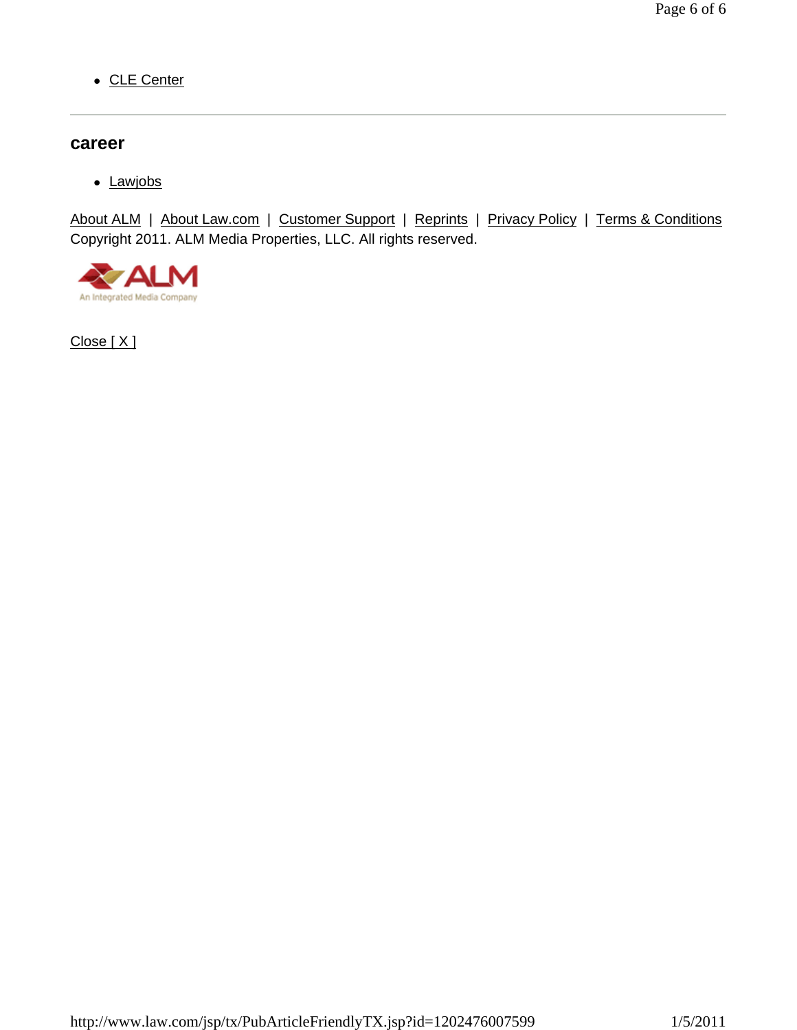- CLE Center

## career

- Lawjobs

About ALM | About Law.com | Customer Support | Reprints | Privacy Policy | Terms & Conditions
Copyright 2011. ALM Media Properties, LLC. All rights reserved.

Close [ X ]